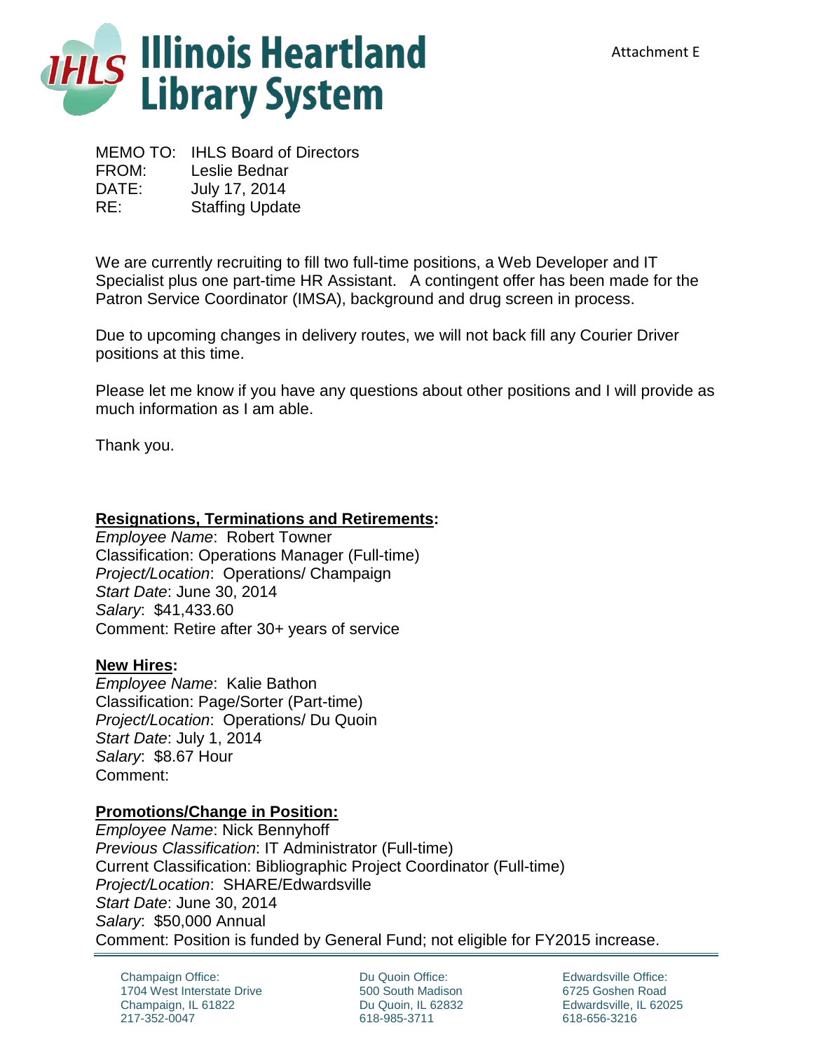Attachment E

# Illinois Heartland Library System

MEMO TO: IHLS Board of Directors
FROM: Leslie Bednar
DATE: July 17, 2014
RE: Staffing Update

We are currently recruiting to fill two full-time positions, a Web Developer and IT Specialist plus one part-time HR Assistant. A contingent offer has been made for the Patron Service Coordinator (IMSA), background and drug screen in process.

Due to upcoming changes in delivery routes, we will not back fill any Courier Driver positions at this time.

Please let me know if you have any questions about other positions and I will provide as much information as I am able.

Thank you.

**Resignations, Terminations and Retirements:**
*Employee Name*: Robert Towner
Classification: Operations Manager (Full-time)
*Project/Location*: Operations/ Champaign
*Start Date*: June 30, 2014
*Salary*: $41,433.60
Comment: Retire after 30+ years of service

**New Hires:**
*Employee Name*: Kalie Bathon
Classification: Page/Sorter (Part-time)
*Project/Location*: Operations/ Du Quoin
*Start Date*: July 1, 2014
*Salary*: $8.67 Hour
Comment:

**Promotions/Change in Position:**
*Employee Name*: Nick Bennyhoff
*Previous Classification*: IT Administrator (Full-time)
Current Classification: Bibliographic Project Coordinator (Full-time)
*Project/Location*: SHARE/Edwardsville
*Start Date*: June 30, 2014
*Salary*: $50,000 Annual
Comment: Position is funded by General Fund; not eligible for FY2015 increase.

Champaign Office:
1704 West Interstate Drive
Champaign, IL 61822
217-352-0047

Du Quoin Office:
500 South Madison
Du Quoin, IL 62832
618-985-3711

Edwardsville Office:
6725 Goshen Road
Edwardsville, IL 62025
618-656-3216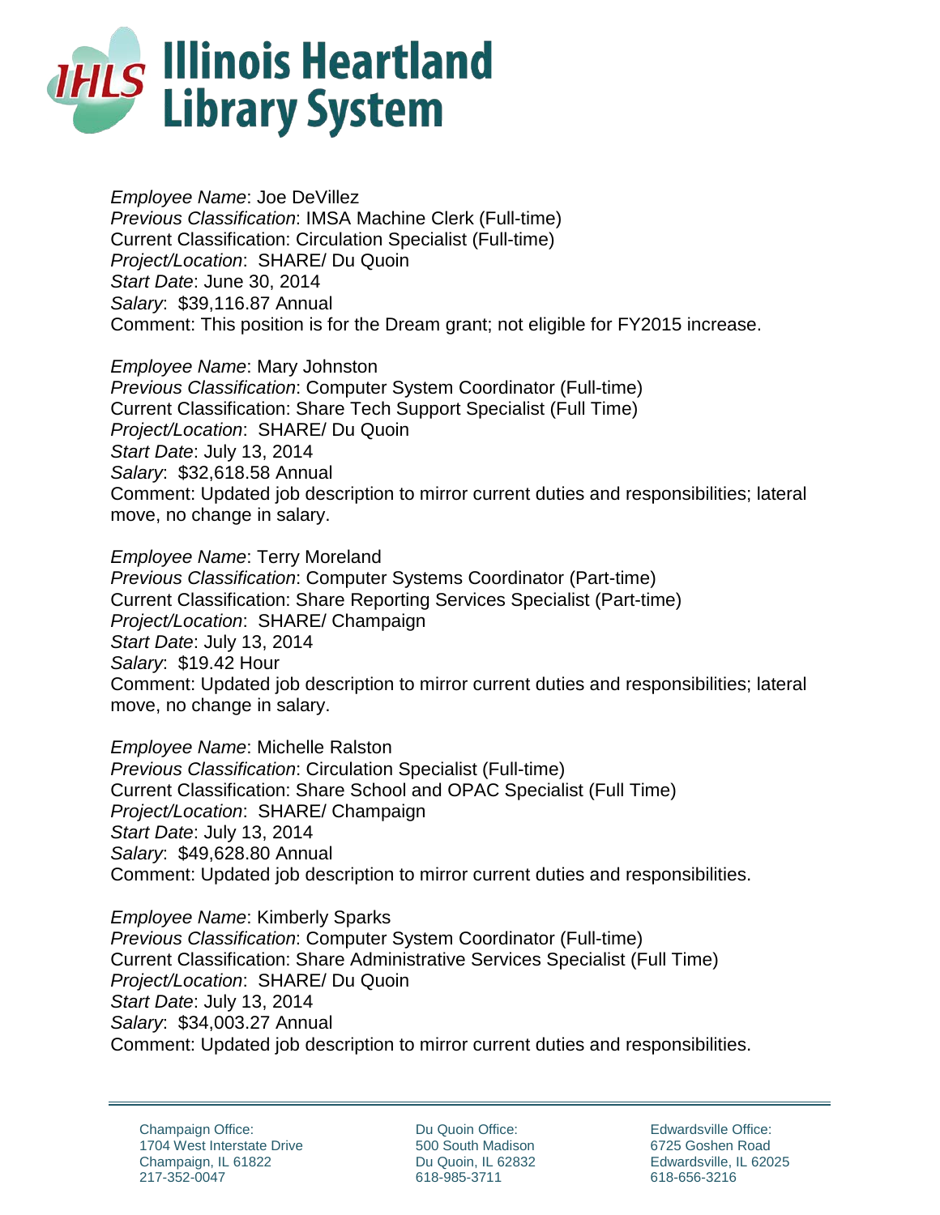# Illinois Heartland Library System

*Employee Name*: Joe DeVillez
*Previous Classification*: IMSA Machine Clerk (Full-time)
Current Classification: Circulation Specialist (Full-time)
*Project/Location*: SHARE/ Du Quoin
*Start Date*: June 30, 2014
*Salary*: $39,116.87 Annual
Comment: This position is for the Dream grant; not eligible for FY2015 increase.

*Employee Name*: Mary Johnston
*Previous Classification*: Computer System Coordinator (Full-time)
Current Classification: Share Tech Support Specialist (Full Time)
*Project/Location*: SHARE/ Du Quoin
*Start Date*: July 13, 2014
*Salary*: $32,618.58 Annual
Comment: Updated job description to mirror current duties and responsibilities; lateral move, no change in salary.

*Employee Name*: Terry Moreland
*Previous Classification*: Computer Systems Coordinator (Part-time)
Current Classification: Share Reporting Services Specialist (Part-time)
*Project/Location*: SHARE/ Champaign
*Start Date*: July 13, 2014
*Salary*: $19.42 Hour
Comment: Updated job description to mirror current duties and responsibilities; lateral move, no change in salary.

*Employee Name*: Michelle Ralston
*Previous Classification*: Circulation Specialist (Full-time)
Current Classification: Share School and OPAC Specialist (Full Time)
*Project/Location*: SHARE/ Champaign
*Start Date*: July 13, 2014
*Salary*: $49,628.80 Annual
Comment: Updated job description to mirror current duties and responsibilities.

*Employee Name*: Kimberly Sparks
*Previous Classification*: Computer System Coordinator (Full-time)
Current Classification: Share Administrative Services Specialist (Full Time)
*Project/Location*: SHARE/ Du Quoin
*Start Date*: July 13, 2014
*Salary*: $34,003.27 Annual
Comment: Updated job description to mirror current duties and responsibilities.

Champaign Office:
1704 West Interstate Drive
Champaign, IL 61822
217-352-0047

Du Quoin Office:
500 South Madison
Du Quoin, IL 62832
618-985-3711

Edwardsville Office:
6725 Goshen Road
Edwardsville, IL 62025
618-656-3216